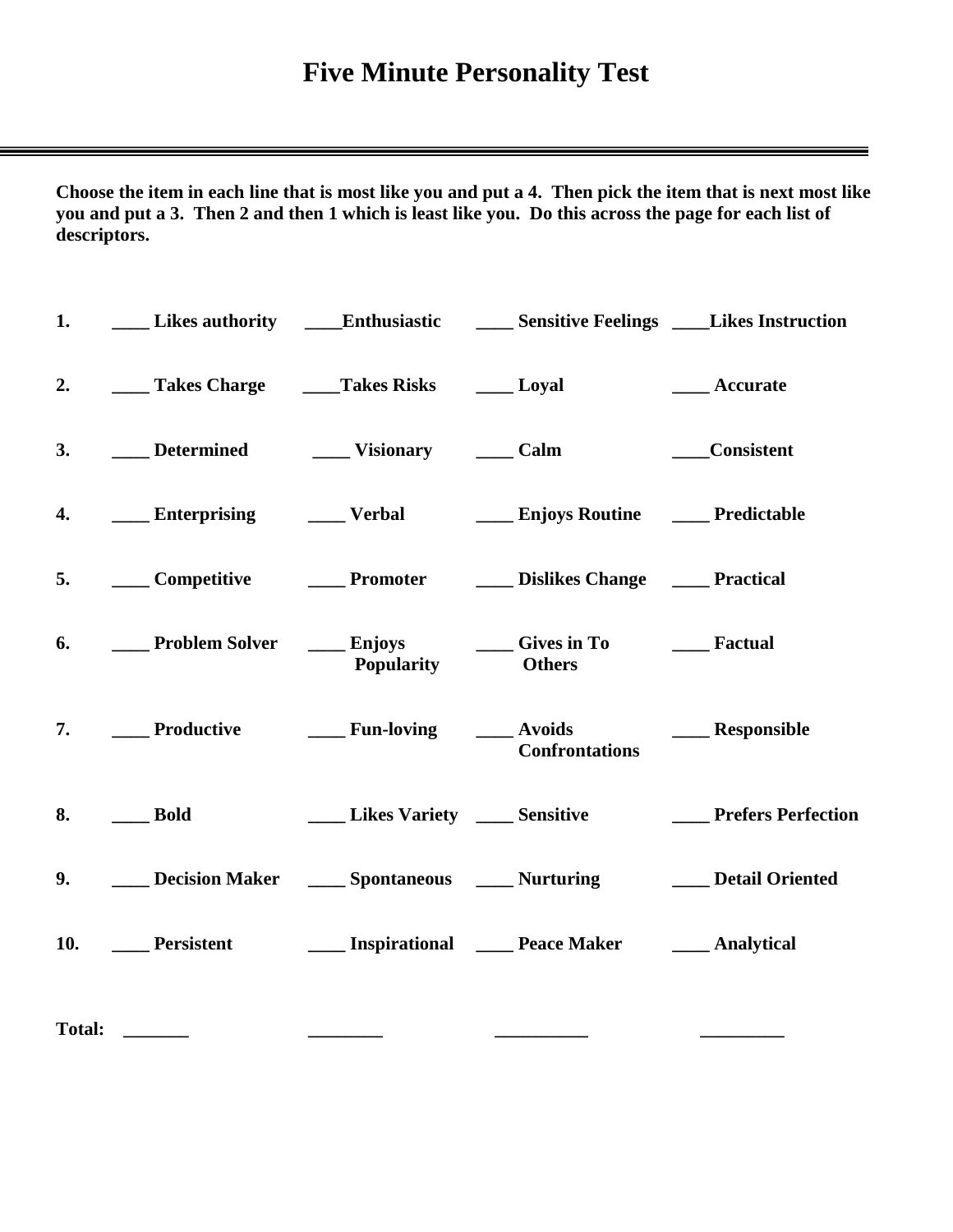# Five Minute Personality Test

---

**Choose the item in each line that is most like you and put a 4. Then pick the item that is next most like you and put a 3. Then 2 and then 1 which is least like you. Do this across the page for each list of descriptors.**

| | | | | |
|---|---|---|---|---|
| **1.** | ____ **Likes authority** | ____**Enthusiastic** | ____ **Sensitive Feelings** | ____**Likes Instruction** |
| **2.** | ____ **Takes Charge** | ____**Takes Risks** | ____ **Loyal** | ____ **Accurate** |
| **3.** | ____ **Determined** | ____ **Visionary** | ____ **Calm** | ____**Consistent** |
| **4.** | ____ **Enterprising** | ____ **Verbal** | ____ **Enjoys Routine** | ____ **Predictable** |
| **5.** | ____ **Competitive** | ____ **Promoter** | ____ **Dislikes Change** | ____ **Practical** |
| **6.** | ____ **Problem Solver** | ____ **Enjoys Popularity** | ____ **Gives in To Others** | ____ **Factual** |
| **7.** | ____ **Productive** | ____ **Fun-loving** | ____ **Avoids Confrontations** | ____ **Responsible** |
| **8.** | ____ **Bold** | ____ **Likes Variety** | ____ **Sensitive** | ____ **Prefers Perfection** |
| **9.** | ____ **Decision Maker** | ____ **Spontaneous** | ____ **Nurturing** | ____ **Detail Oriented** |
| **10.** | ____ **Persistent** | ____ **Inspirational** | ____ **Peace Maker** | ____ **Analytical** |
| **Total:** | _______ | ________ | __________ | _________ |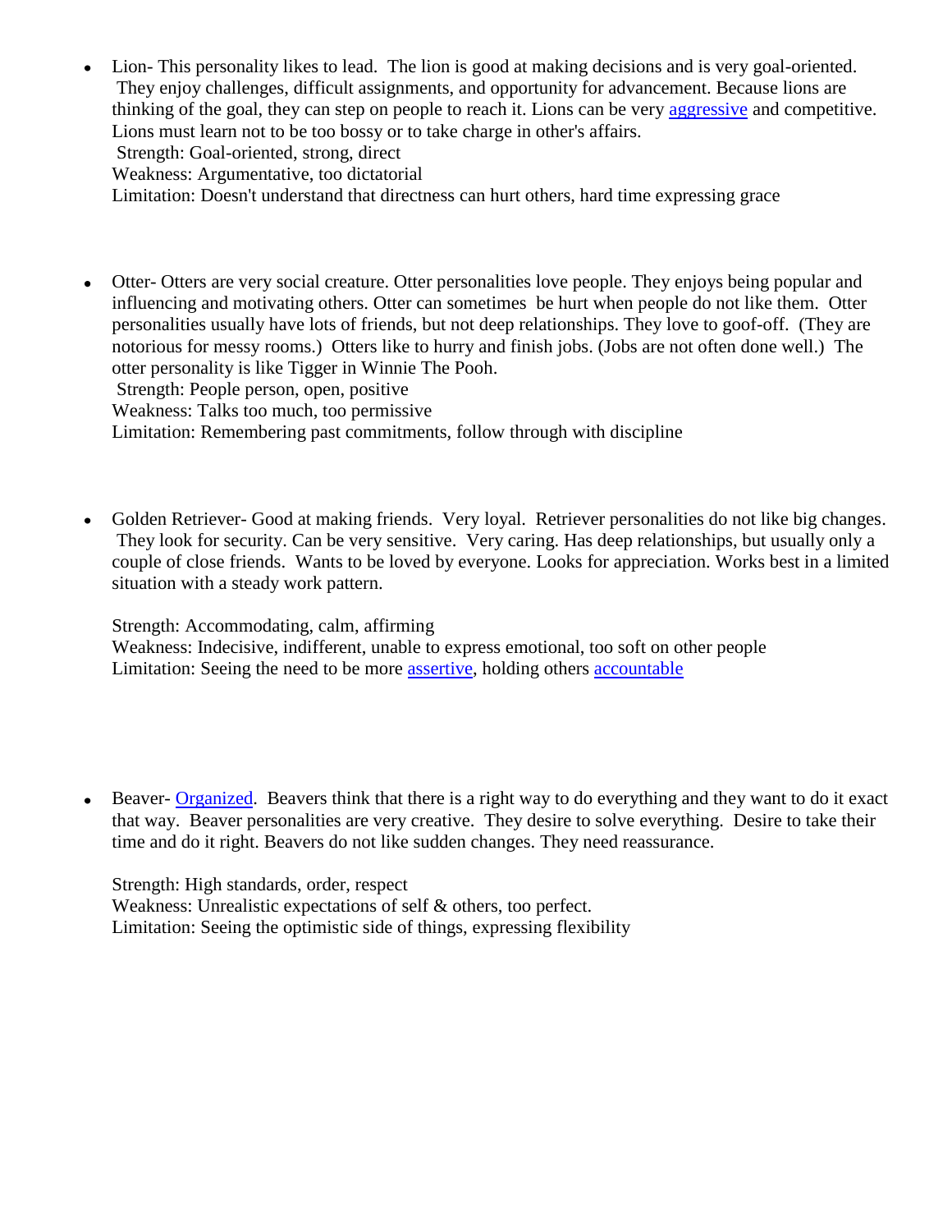- Lion- This personality likes to lead. The lion is good at making decisions and is very goal-oriented. They enjoy challenges, difficult assignments, and opportunity for advancement. Because lions are thinking of the goal, they can step on people to reach it. Lions can be very [aggressive] and competitive. Lions must learn not to be too bossy or to take charge in other's affairs.
  Strength: Goal-oriented, strong, direct
  Weakness: Argumentative, too dictatorial
  Limitation: Doesn't understand that directness can hurt others, hard time expressing grace

- Otter- Otters are very social creature. Otter personalities love people. They enjoys being popular and influencing and motivating others. Otter can sometimes be hurt when people do not like them. Otter personalities usually have lots of friends, but not deep relationships. They love to goof-off. (They are notorious for messy rooms.) Otters like to hurry and finish jobs. (Jobs are not often done well.) The otter personality is like Tigger in Winnie The Pooh.
  Strength: People person, open, positive
  Weakness: Talks too much, too permissive
  Limitation: Remembering past commitments, follow through with discipline

- Golden Retriever- Good at making friends. Very loyal. Retriever personalities do not like big changes. They look for security. Can be very sensitive. Very caring. Has deep relationships, but usually only a couple of close friends. Wants to be loved by everyone. Looks for appreciation. Works best in a limited situation with a steady work pattern.

  Strength: Accommodating, calm, affirming
  Weakness: Indecisive, indifferent, unable to express emotional, too soft on other people
  Limitation: Seeing the need to be more [assertive], holding others [accountable]

- Beaver- [Organized]. Beavers think that there is a right way to do everything and they want to do it exact that way. Beaver personalities are very creative. They desire to solve everything. Desire to take their time and do it right. Beavers do not like sudden changes. They need reassurance.

  Strength: High standards, order, respect
  Weakness: Unrealistic expectations of self & others, too perfect.
  Limitation: Seeing the optimistic side of things, expressing flexibility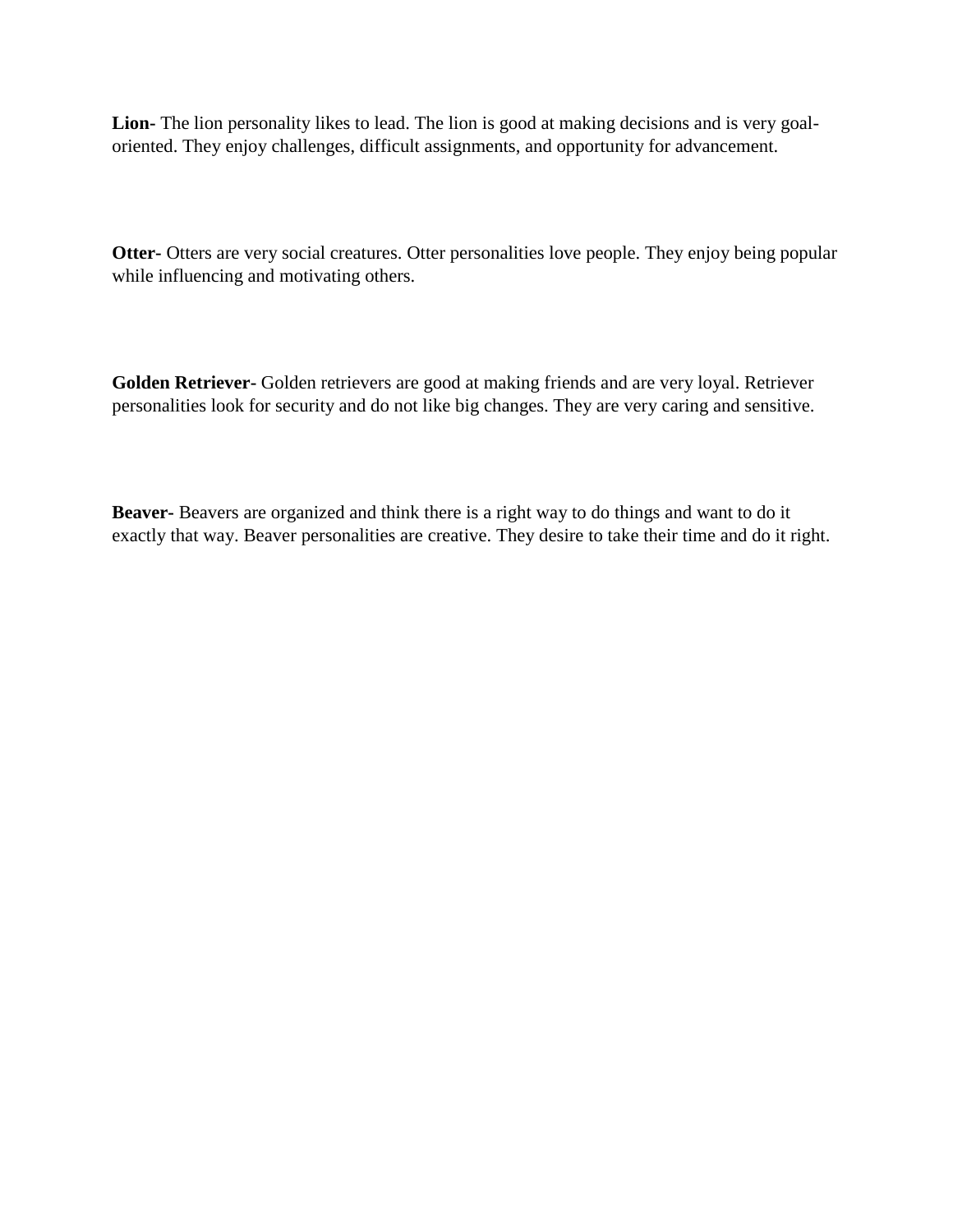**Lion-** The lion personality likes to lead. The lion is good at making decisions and is very goal-oriented. They enjoy challenges, difficult assignments, and opportunity for advancement.

**Otter-** Otters are very social creatures. Otter personalities love people. They enjoy being popular while influencing and motivating others.

**Golden Retriever-** Golden retrievers are good at making friends and are very loyal. Retriever personalities look for security and do not like big changes. They are very caring and sensitive.

**Beaver-** Beavers are organized and think there is a right way to do things and want to do it exactly that way. Beaver personalities are creative. They desire to take their time and do it right.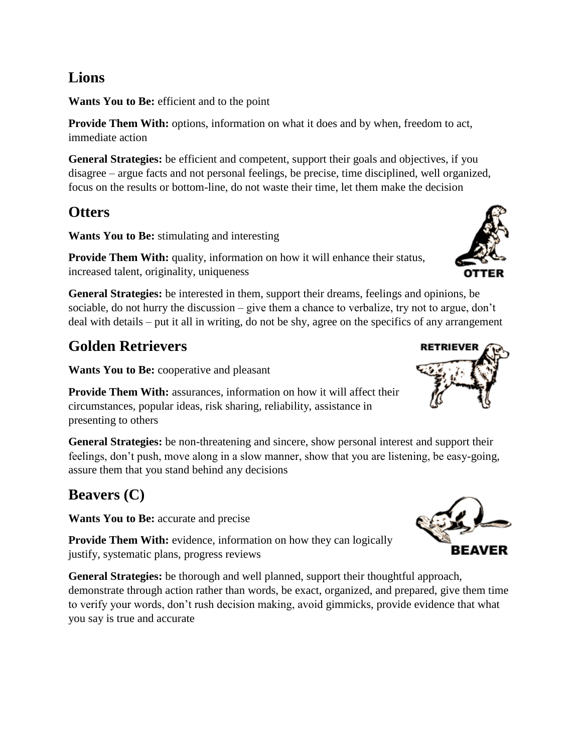## Lions

**Wants You to Be:** efficient and to the point

**Provide Them With:** options, information on what it does and by when, freedom to act, immediate action

**General Strategies:** be efficient and competent, support their goals and objectives, if you disagree – argue facts and not personal feelings, be precise, time disciplined, well organized, focus on the results or bottom-line, do not waste their time, let them make the decision

## Otters

**Wants You to Be:** stimulating and interesting

**Provide Them With:** quality, information on how it will enhance their status, increased talent, originality, uniqueness

**General Strategies:** be interested in them, support their dreams, feelings and opinions, be sociable, do not hurry the discussion – give them a chance to verbalize, try not to argue, don't deal with details – put it all in writing, do not be shy, agree on the specifics of any arrangement

## Golden Retrievers

**Wants You to Be:** cooperative and pleasant

**Provide Them With:** assurances, information on how it will affect their circumstances, popular ideas, risk sharing, reliability, assistance in presenting to others

**General Strategies:** be non-threatening and sincere, show personal interest and support their feelings, don't push, move along in a slow manner, show that you are listening, be easy-going, assure them that you stand behind any decisions

## Beavers (C)

**Wants You to Be:** accurate and precise

**Provide Them With:** evidence, information on how they can logically justify, systematic plans, progress reviews

**General Strategies:** be thorough and well planned, support their thoughtful approach, demonstrate through action rather than words, be exact, organized, and prepared, give them time to verify your words, don't rush decision making, avoid gimmicks, provide evidence that what you say is true and accurate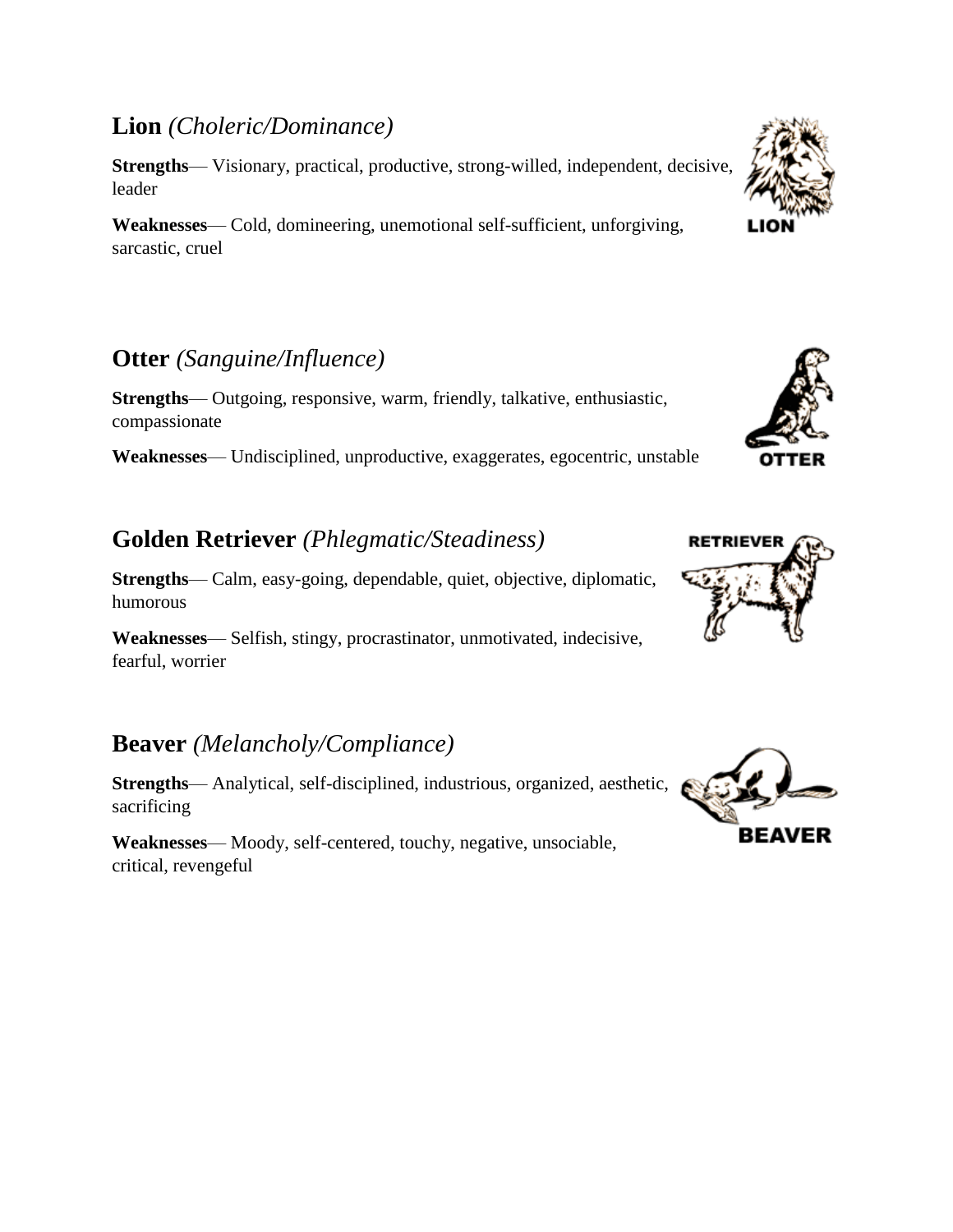## **Lion** *(Choleric/Dominance)*

**Strengths**— Visionary, practical, productive, strong-willed, independent, decisive, leader

**Weaknesses**— Cold, domineering, unemotional self-sufficient, unforgiving, sarcastic, cruel

## **Otter** *(Sanguine/Influence)*

**Strengths**— Outgoing, responsive, warm, friendly, talkative, enthusiastic, compassionate

**Weaknesses**— Undisciplined, unproductive, exaggerates, egocentric, unstable

## **Golden Retriever** *(Phlegmatic/Steadiness)*

**Strengths**— Calm, easy-going, dependable, quiet, objective, diplomatic, humorous

**Weaknesses**— Selfish, stingy, procrastinator, unmotivated, indecisive, fearful, worrier

## **Beaver** *(Melancholy/Compliance)*

**Strengths**— Analytical, self-disciplined, industrious, organized, aesthetic, sacrificing

**Weaknesses**— Moody, self-centered, touchy, negative, unsociable, critical, revengeful